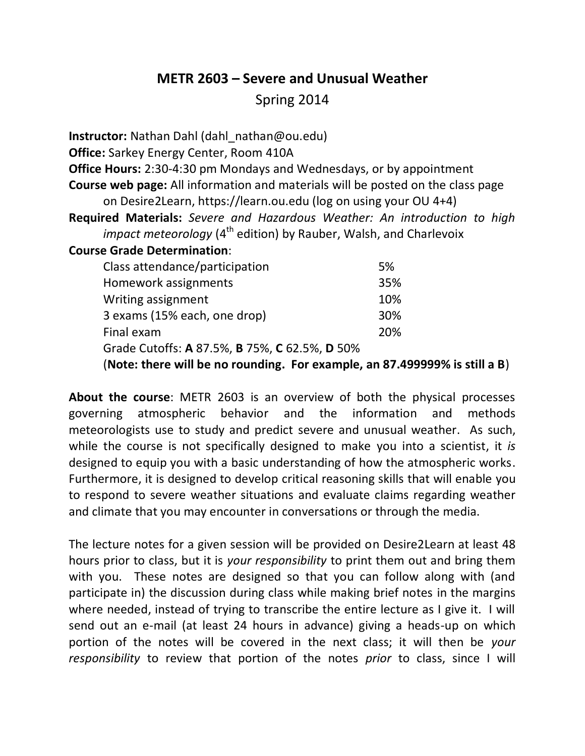# METR 2603 – Severe and Unusual Weather

## Spring 2014

**Instructor:** Nathan Dahl (dahl_nathan@ou.edu)

**Office:** Sarkey Energy Center, Room 410A

**Office Hours:** 2:30-4:30 pm Mondays and Wednesdays, or by appointment

**Course web page:** All information and materials will be posted on the class page on Desire2Learn, https://learn.ou.edu (log on using your OU 4+4)

**Required Materials:** *Severe and Hazardous Weather: An introduction to high impact meteorology* (4th edition) by Rauber, Walsh, and Charlevoix

**Course Grade Determination**:

| Component | Weight |
|---|---|
| Class attendance/participation | 5% |
| Homework assignments | 35% |
| Writing assignment | 10% |
| 3 exams (15% each, one drop) | 30% |
| Final exam | 20% |

Grade Cutoffs: **A** 87.5%, **B** 75%, **C** 62.5%, **D** 50%

(**Note: there will be no rounding. For example, an 87.499999% is still a B**)

**About the course**: METR 2603 is an overview of both the physical processes governing atmospheric behavior and the information and methods meteorologists use to study and predict severe and unusual weather. As such, while the course is not specifically designed to make you into a scientist, it *is* designed to equip you with a basic understanding of how the atmospheric works. Furthermore, it is designed to develop critical reasoning skills that will enable you to respond to severe weather situations and evaluate claims regarding weather and climate that you may encounter in conversations or through the media.

The lecture notes for a given session will be provided on Desire2Learn at least 48 hours prior to class, but it is *your responsibility* to print them out and bring them with you. These notes are designed so that you can follow along with (and participate in) the discussion during class while making brief notes in the margins where needed, instead of trying to transcribe the entire lecture as I give it. I will send out an e-mail (at least 24 hours in advance) giving a heads-up on which portion of the notes will be covered in the next class; it will then be *your responsibility* to review that portion of the notes *prior* to class, since I will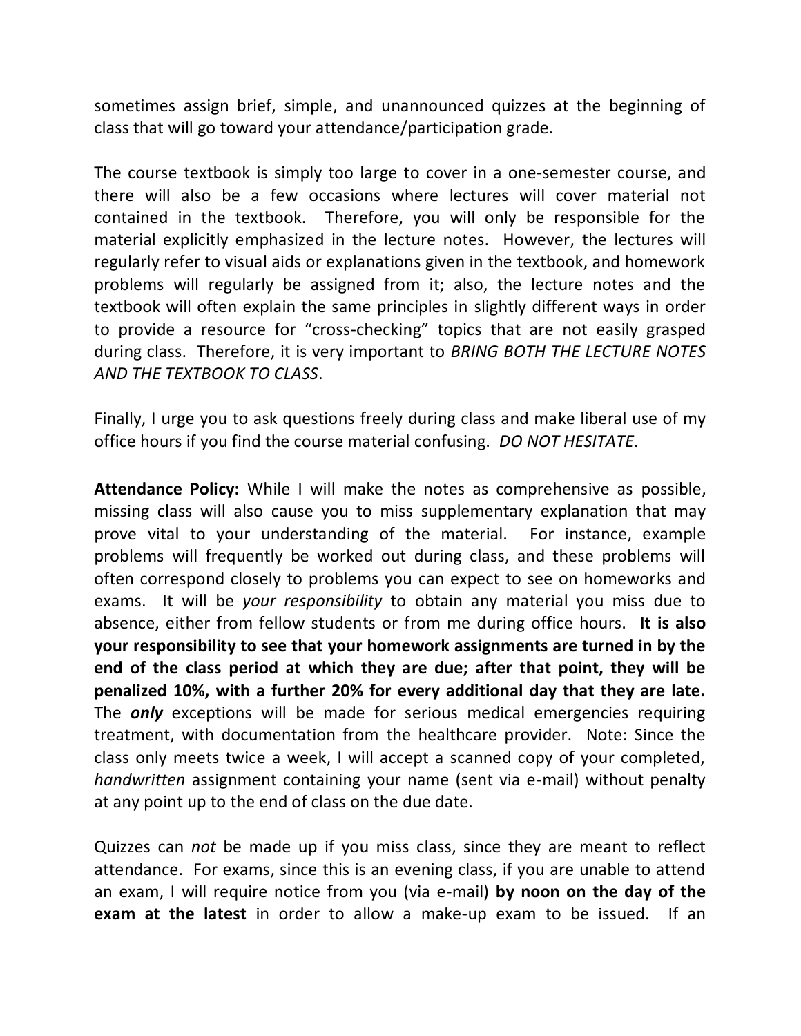sometimes assign brief, simple, and unannounced quizzes at the beginning of class that will go toward your attendance/participation grade.

The course textbook is simply too large to cover in a one-semester course, and there will also be a few occasions where lectures will cover material not contained in the textbook. Therefore, you will only be responsible for the material explicitly emphasized in the lecture notes. However, the lectures will regularly refer to visual aids or explanations given in the textbook, and homework problems will regularly be assigned from it; also, the lecture notes and the textbook will often explain the same principles in slightly different ways in order to provide a resource for "cross-checking" topics that are not easily grasped during class. Therefore, it is very important to *BRING BOTH THE LECTURE NOTES AND THE TEXTBOOK TO CLASS*.

Finally, I urge you to ask questions freely during class and make liberal use of my office hours if you find the course material confusing. *DO NOT HESITATE*.

**Attendance Policy:** While I will make the notes as comprehensive as possible, missing class will also cause you to miss supplementary explanation that may prove vital to your understanding of the material. For instance, example problems will frequently be worked out during class, and these problems will often correspond closely to problems you can expect to see on homeworks and exams. It will be *your responsibility* to obtain any material you miss due to absence, either from fellow students or from me during office hours. **It is also your responsibility to see that your homework assignments are turned in by the end of the class period at which they are due; after that point, they will be penalized 10%, with a further 20% for every additional day that they are late.** The ***only*** exceptions will be made for serious medical emergencies requiring treatment, with documentation from the healthcare provider. Note: Since the class only meets twice a week, I will accept a scanned copy of your completed, *handwritten* assignment containing your name (sent via e-mail) without penalty at any point up to the end of class on the due date.

Quizzes can *not* be made up if you miss class, since they are meant to reflect attendance. For exams, since this is an evening class, if you are unable to attend an exam, I will require notice from you (via e-mail) **by noon on the day of the exam at the latest** in order to allow a make-up exam to be issued. If an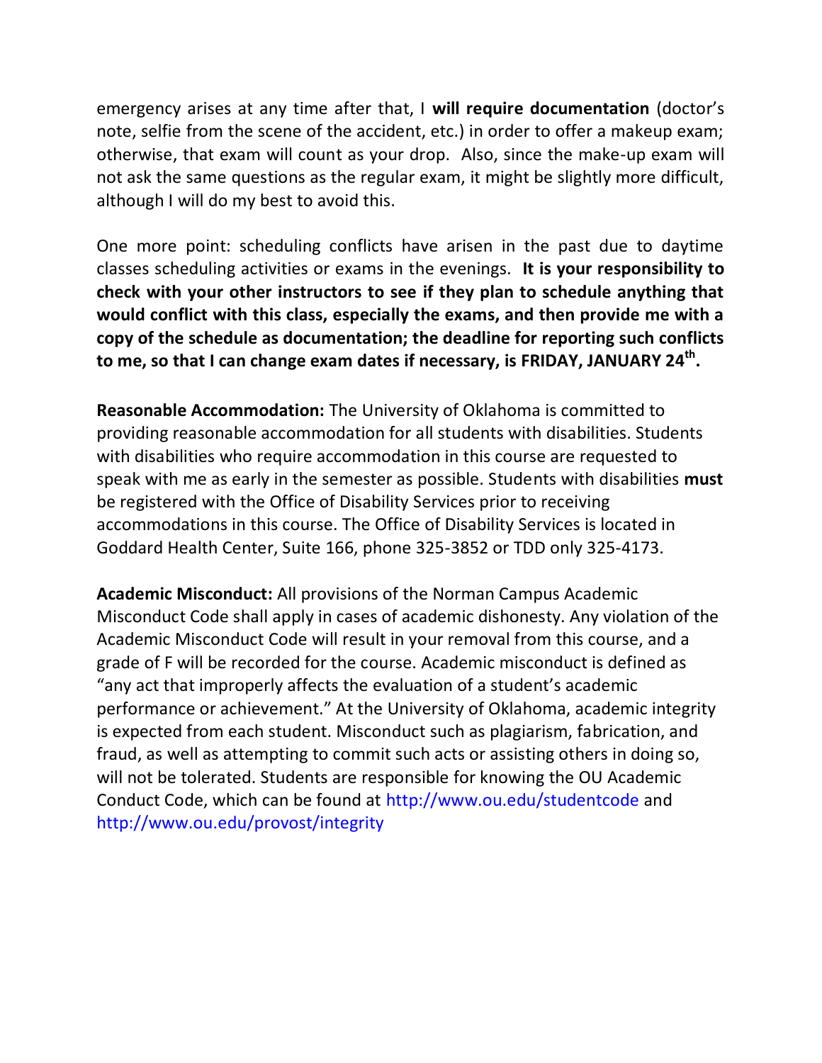emergency arises at any time after that, I **will require documentation** (doctor's note, selfie from the scene of the accident, etc.) in order to offer a makeup exam; otherwise, that exam will count as your drop. Also, since the make-up exam will not ask the same questions as the regular exam, it might be slightly more difficult, although I will do my best to avoid this.

One more point: scheduling conflicts have arisen in the past due to daytime classes scheduling activities or exams in the evenings. **It is your responsibility to check with your other instructors to see if they plan to schedule anything that would conflict with this class, especially the exams, and then provide me with a copy of the schedule as documentation; the deadline for reporting such conflicts to me, so that I can change exam dates if necessary, is FRIDAY, JANUARY 24th.**

**Reasonable Accommodation:** The University of Oklahoma is committed to providing reasonable accommodation for all students with disabilities. Students with disabilities who require accommodation in this course are requested to speak with me as early in the semester as possible. Students with disabilities **must** be registered with the Office of Disability Services prior to receiving accommodations in this course. The Office of Disability Services is located in Goddard Health Center, Suite 166, phone 325-3852 or TDD only 325-4173.

**Academic Misconduct:** All provisions of the Norman Campus Academic Misconduct Code shall apply in cases of academic dishonesty. Any violation of the Academic Misconduct Code will result in your removal from this course, and a grade of F will be recorded for the course. Academic misconduct is defined as "any act that improperly affects the evaluation of a student's academic performance or achievement." At the University of Oklahoma, academic integrity is expected from each student. Misconduct such as plagiarism, fabrication, and fraud, as well as attempting to commit such acts or assisting others in doing so, will not be tolerated. Students are responsible for knowing the OU Academic Conduct Code, which can be found at http://www.ou.edu/studentcode and http://www.ou.edu/provost/integrity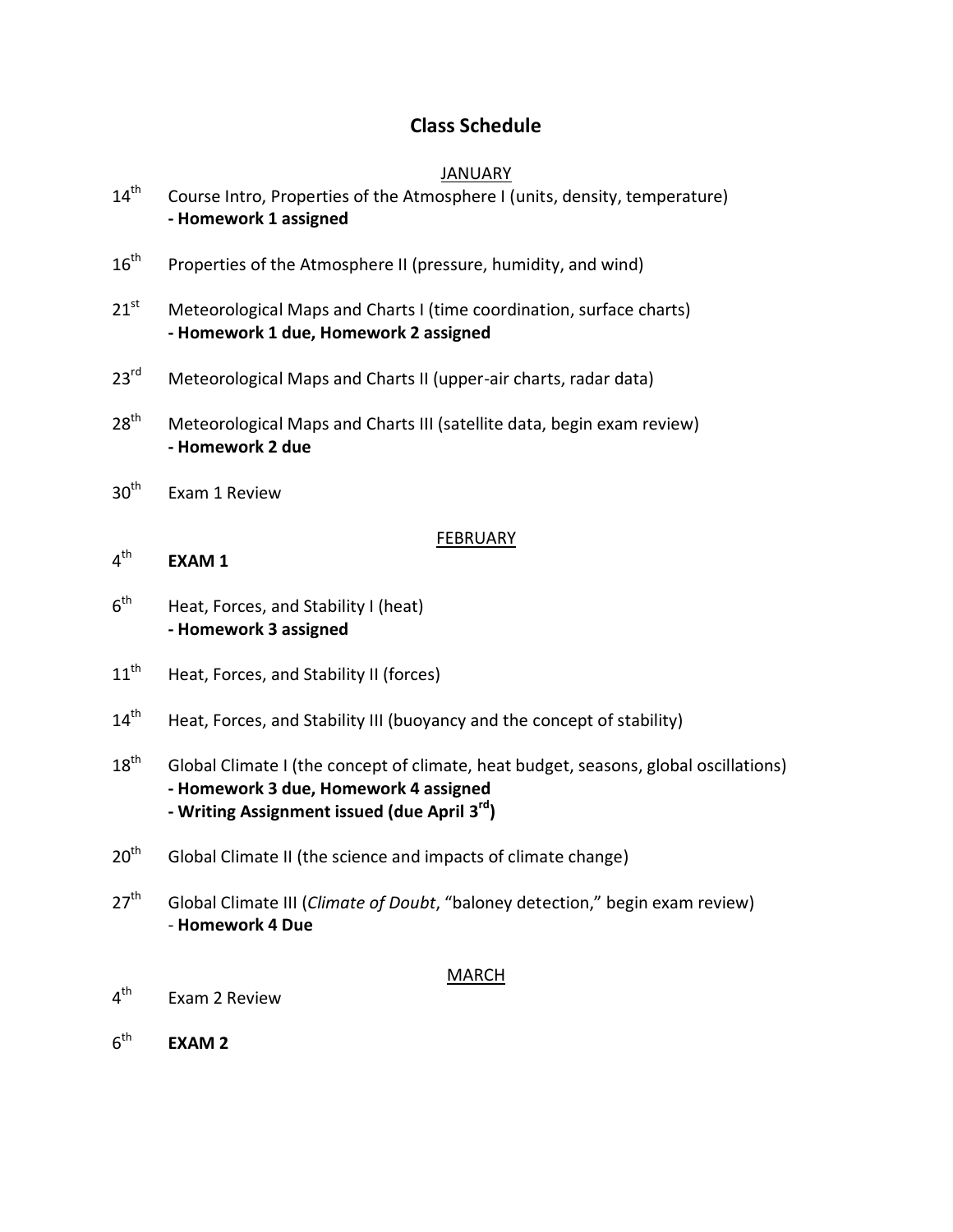# Class Schedule

## JANUARY

14th Course Intro, Properties of the Atmosphere I (units, density, temperature)
**- Homework 1 assigned**

16th Properties of the Atmosphere II (pressure, humidity, and wind)

21st Meteorological Maps and Charts I (time coordination, surface charts)
**- Homework 1 due, Homework 2 assigned**

23rd Meteorological Maps and Charts II (upper-air charts, radar data)

28th Meteorological Maps and Charts III (satellite data, begin exam review)
**- Homework 2 due**

30th Exam 1 Review

## FEBRUARY

4th **EXAM 1**

6th Heat, Forces, and Stability I (heat)
**- Homework 3 assigned**

11th Heat, Forces, and Stability II (forces)

14th Heat, Forces, and Stability III (buoyancy and the concept of stability)

18th Global Climate I (the concept of climate, heat budget, seasons, global oscillations)
**- Homework 3 due, Homework 4 assigned**
**- Writing Assignment issued (due April 3rd)**

20th Global Climate II (the science and impacts of climate change)

27th Global Climate III (*Climate of Doubt*, "baloney detection," begin exam review)
- **Homework 4 Due**

## MARCH

4th Exam 2 Review

6th **EXAM 2**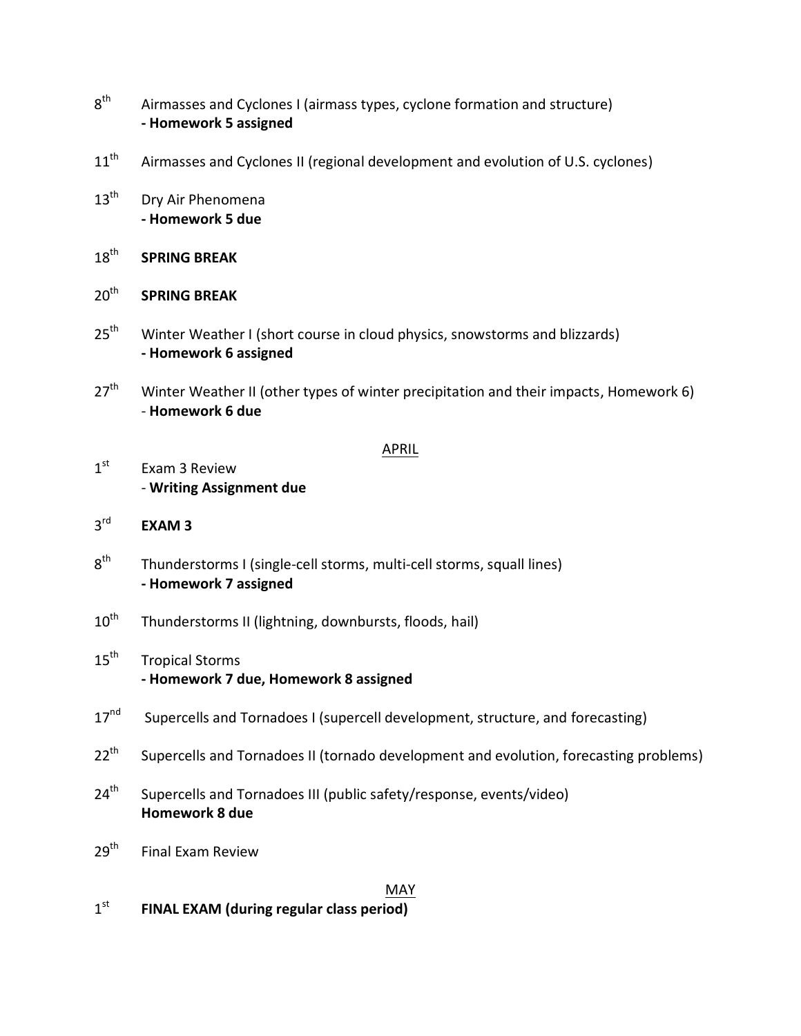8th Airmasses and Cyclones I (airmass types, cyclone formation and structure)
**- Homework 5 assigned**

11th Airmasses and Cyclones II (regional development and evolution of U.S. cyclones)

13th Dry Air Phenomena
**- Homework 5 due**

18th **SPRING BREAK**

20th **SPRING BREAK**

25th Winter Weather I (short course in cloud physics, snowstorms and blizzards)
**- Homework 6 assigned**

27th Winter Weather II (other types of winter precipitation and their impacts, Homework 6)
- **Homework 6 due**

APRIL

1st Exam 3 Review
- **Writing Assignment due**

3rd **EXAM 3**

8th Thunderstorms I (single-cell storms, multi-cell storms, squall lines)
**- Homework 7 assigned**

10th Thunderstorms II (lightning, downbursts, floods, hail)

15th Tropical Storms
**- Homework 7 due, Homework 8 assigned**

17nd Supercells and Tornadoes I (supercell development, structure, and forecasting)

22th Supercells and Tornadoes II (tornado development and evolution, forecasting problems)

24th Supercells and Tornadoes III (public safety/response, events/video)
**Homework 8 due**

29th Final Exam Review

MAY

1st **FINAL EXAM (during regular class period)**